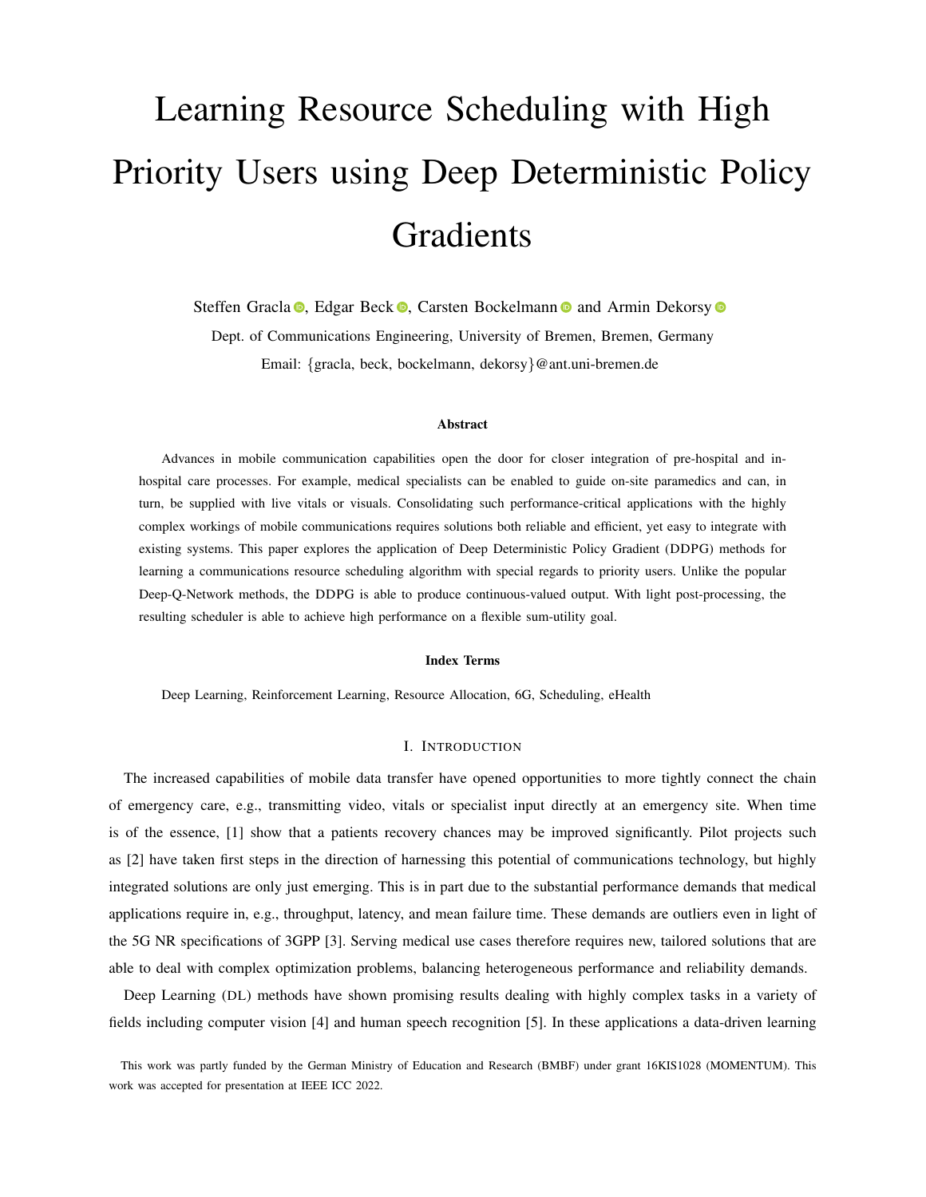# Learning Resource Scheduling with High Priority Users using Deep Deterministic Policy Gradients

Steffen Gracla, Edgar Beck, Carsten Bockelmann and Armin Dekorsy

Dept. of Communications Engineering, University of Bremen, Bremen, Germany

Email: {gracla, beck, bockelmann, dekorsy}@ant.uni-bremen.de

### Abstract

Advances in mobile communication capabilities open the door for closer integration of pre-hospital and in-hospital care processes. For example, medical specialists can be enabled to guide on-site paramedics and can, in turn, be supplied with live vitals or visuals. Consolidating such performance-critical applications with the highly complex workings of mobile communications requires solutions both reliable and efficient, yet easy to integrate with existing systems. This paper explores the application of Deep Deterministic Policy Gradient (DDPG) methods for learning a communications resource scheduling algorithm with special regards to priority users. Unlike the popular Deep-Q-Network methods, the DDPG is able to produce continuous-valued output. With light post-processing, the resulting scheduler is able to achieve high performance on a flexible sum-utility goal.

### Index Terms

Deep Learning, Reinforcement Learning, Resource Allocation, 6G, Scheduling, eHealth

## I. Introduction

The increased capabilities of mobile data transfer have opened opportunities to more tightly connect the chain of emergency care, e.g., transmitting video, vitals or specialist input directly at an emergency site. When time is of the essence, [1] show that a patients recovery chances may be improved significantly. Pilot projects such as [2] have taken first steps in the direction of harnessing this potential of communications technology, but highly integrated solutions are only just emerging. This is in part due to the substantial performance demands that medical applications require in, e.g., throughput, latency, and mean failure time. These demands are outliers even in light of the 5G NR specifications of 3GPP [3]. Serving medical use cases therefore requires new, tailored solutions that are able to deal with complex optimization problems, balancing heterogeneous performance and reliability demands.

Deep Learning (DL) methods have shown promising results dealing with highly complex tasks in a variety of fields including computer vision [4] and human speech recognition [5]. In these applications a data-driven learning

This work was partly funded by the German Ministry of Education and Research (BMBF) under grant 16KIS1028 (MOMENTUM). This work was accepted for presentation at IEEE ICC 2022.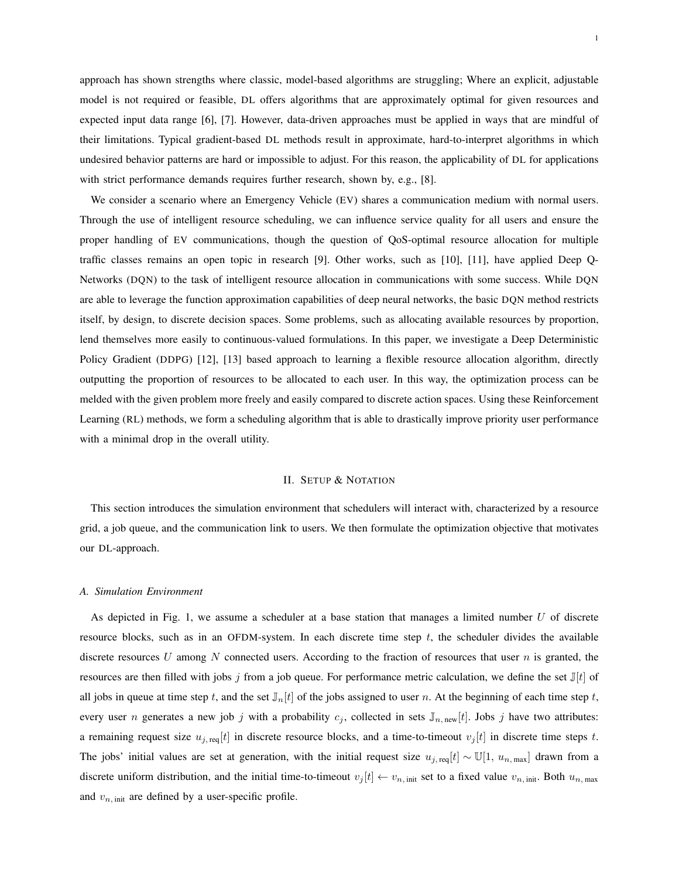approach has shown strengths where classic, model-based algorithms are struggling; Where an explicit, adjustable model is not required or feasible, DL offers algorithms that are approximately optimal for given resources and expected input data range [6], [7]. However, data-driven approaches must be applied in ways that are mindful of their limitations. Typical gradient-based DL methods result in approximate, hard-to-interpret algorithms in which undesired behavior patterns are hard or impossible to adjust. For this reason, the applicability of DL for applications with strict performance demands requires further research, shown by, e.g., [8].

We consider a scenario where an Emergency Vehicle (EV) shares a communication medium with normal users. Through the use of intelligent resource scheduling, we can influence service quality for all users and ensure the proper handling of EV communications, though the question of QoS-optimal resource allocation for multiple traffic classes remains an open topic in research [9]. Other works, such as [10], [11], have applied Deep Q-Networks (DQN) to the task of intelligent resource allocation in communications with some success. While DQN are able to leverage the function approximation capabilities of deep neural networks, the basic DQN method restricts itself, by design, to discrete decision spaces. Some problems, such as allocating available resources by proportion, lend themselves more easily to continuous-valued formulations. In this paper, we investigate a Deep Deterministic Policy Gradient (DDPG) [12], [13] based approach to learning a flexible resource allocation algorithm, directly outputting the proportion of resources to be allocated to each user. In this way, the optimization process can be melded with the given problem more freely and easily compared to discrete action spaces. Using these Reinforcement Learning (RL) methods, we form a scheduling algorithm that is able to drastically improve priority user performance with a minimal drop in the overall utility.

## II. Setup & Notation

This section introduces the simulation environment that schedulers will interact with, characterized by a resource grid, a job queue, and the communication link to users. We then formulate the optimization objective that motivates our DL-approach.

### A. Simulation Environment

As depicted in Fig. 1, we assume a scheduler at a base station that manages a limited number $U$ of discrete resource blocks, such as in an OFDM-system. In each discrete time step $t$, the scheduler divides the available discrete resources $U$ among $N$ connected users. According to the fraction of resources that user $n$ is granted, the resources are then filled with jobs $j$ from a job queue. For performance metric calculation, we define the set $\mathbb{J}[t]$ of all jobs in queue at time step $t$, and the set $\mathbb{J}_n[t]$ of the jobs assigned to user $n$. At the beginning of each time step $t$, every user $n$ generates a new job $j$ with a probability $c_j$, collected in sets $\mathbb{J}_{n,\,\text{new}}[t]$. Jobs $j$ have two attributes: a remaining request size $u_{j,\,\text{req}}[t]$ in discrete resource blocks, and a time-to-timeout $v_j[t]$ in discrete time steps $t$. The jobs' initial values are set at generation, with the initial request size $u_{j,\,\text{req}}[t] \sim \mathbb{U}[1,\, u_{n,\,\text{max}}]$ drawn from a discrete uniform distribution, and the initial time-to-timeout $v_j[t] \leftarrow v_{n,\,\text{init}}$ set to a fixed value $v_{n,\,\text{init}}$. Both $u_{n,\,\text{max}}$ and $v_{n,\,\text{init}}$ are defined by a user-specific profile.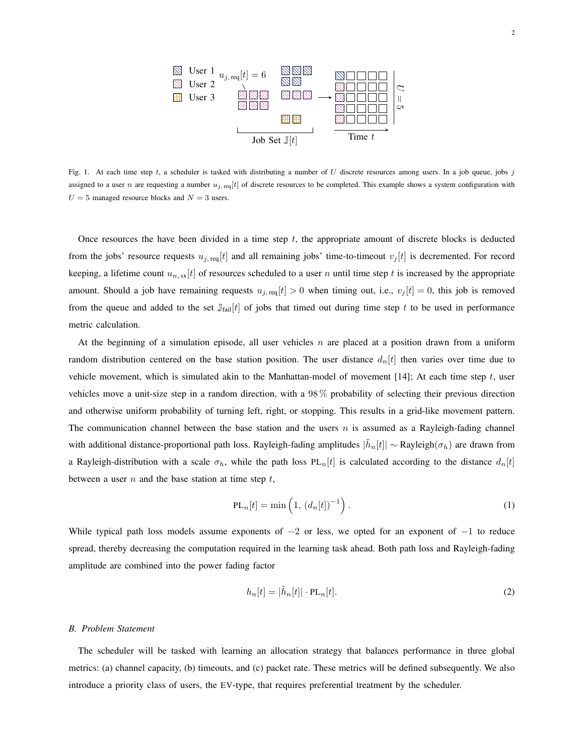Fig. 1. At each time step $t$, a scheduler is tasked with distributing a number of $U$ discrete resources among users. In a job queue, jobs $j$ assigned to a user $n$ are requesting a number $u_{j,\,\text{req}}[t]$ of discrete resources to be completed. This example shows a system configuration with $U = 5$ managed resource blocks and $N = 3$ users.

Once resources the have been divided in a time step $t$, the appropriate amount of discrete blocks is deducted from the jobs' resource requests $u_{j,\,\text{req}}[t]$ and all remaining jobs' time-to-timeout $v_j[t]$ is decremented. For record keeping, a lifetime count $u_{n,\,\text{sx}}[t]$ of resources scheduled to a user $n$ until time step $t$ is increased by the appropriate amount. Should a job have remaining requests $u_{j,\,\text{req}}[t] > 0$ when timing out, i.e., $v_j[t] = 0$, this job is removed from the queue and added to the set $\mathbb{J}_{\text{fail}}[t]$ of jobs that timed out during time step $t$ to be used in performance metric calculation.

At the beginning of a simulation episode, all user vehicles $n$ are placed at a position drawn from a uniform random distribution centered on the base station position. The user distance $d_n[t]$ then varies over time due to vehicle movement, which is simulated akin to the Manhattan-model of movement [14]; At each time step $t$, user vehicles move a unit-size step in a random direction, with a $98\,\%$ probability of selecting their previous direction and otherwise uniform probability of turning left, right, or stopping. This results in a grid-like movement pattern. The communication channel between the base station and the users $n$ is assumed as a Rayleigh-fading channel with additional distance-proportional path loss. Rayleigh-fading amplitudes $|\tilde{h}_n[t]| \sim \text{Rayleigh}(\sigma_h)$ are drawn from a Rayleigh-distribution with a scale $\sigma_h$, while the path loss $\text{PL}_n[t]$ is calculated according to the distance $d_n[t]$ between a user $n$ and the base station at time step $t$,

$$\text{PL}_n[t] = \min\left(1,\, (d_n[t])^{-1}\right). \tag{1}$$

While typical path loss models assume exponents of $-2$ or less, we opted for an exponent of $-1$ to reduce spread, thereby decreasing the computation required in the learning task ahead. Both path loss and Rayleigh-fading amplitude are combined into the power fading factor

$$h_n[t] = |\tilde{h}_n[t]| \cdot \text{PL}_n[t]. \tag{2}$$

### B. Problem Statement

The scheduler will be tasked with learning an allocation strategy that balances performance in three global metrics: (a) channel capacity, (b) timeouts, and (c) packet rate. These metrics will be defined subsequently. We also introduce a priority class of users, the EV-type, that requires preferential treatment by the scheduler.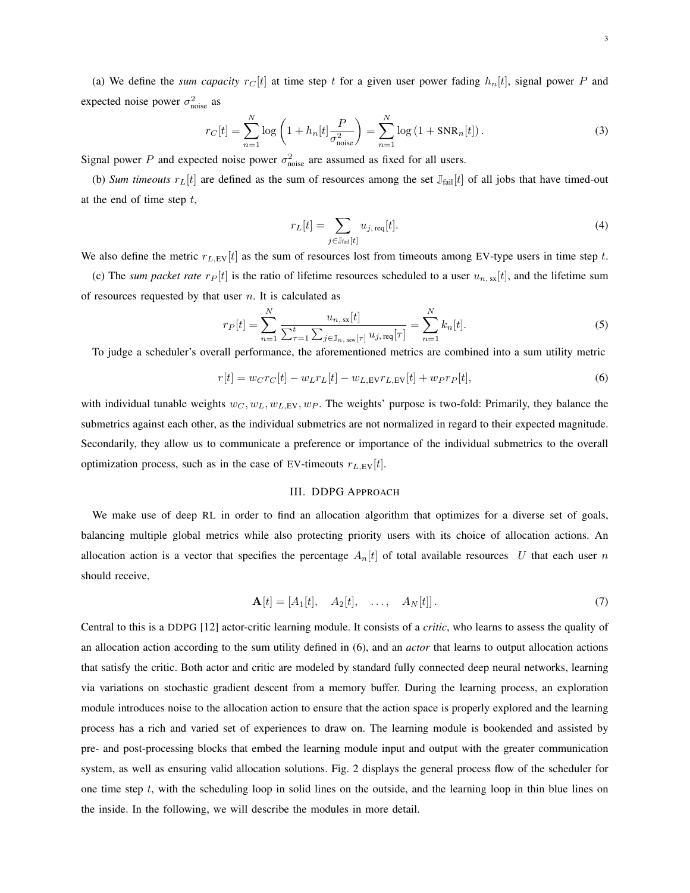(a) We define the *sum capacity* $r_C[t]$ at time step $t$ for a given user power fading $h_n[t]$, signal power $P$ and expected noise power $\sigma^2_{\text{noise}}$ as

$$r_C[t] = \sum_{n=1}^{N} \log\left(1 + h_n[t]\frac{P}{\sigma^2_{\text{noise}}}\right) = \sum_{n=1}^{N} \log\left(1 + \text{SNR}_n[t]\right). \tag{3}$$

Signal power $P$ and expected noise power $\sigma^2_{\text{noise}}$ are assumed as fixed for all users.

(b) *Sum timeouts* $r_L[t]$ are defined as the sum of resources among the set $\mathbb{J}_{\text{fail}}[t]$ of all jobs that have timed-out at the end of time step $t$,

$$r_L[t] = \sum_{j \in \mathbb{J}_{\text{fail}}[t]} u_{j,\,\text{req}}[t]. \tag{4}$$

We also define the metric $r_{L,\text{EV}}[t]$ as the sum of resources lost from timeouts among EV-type users in time step $t$.

(c) The *sum packet rate* $r_P[t]$ is the ratio of lifetime resources scheduled to a user $u_{n,\,\text{sx}}[t]$, and the lifetime sum of resources requested by that user $n$. It is calculated as

$$r_P[t] = \sum_{n=1}^{N} \frac{u_{n,\,\text{sx}}[t]}{\sum_{\tau=1}^{t} \sum_{j \in \mathbb{J}_{n,\,\text{new}}[\tau]} u_{j,\,\text{req}}[\tau]} = \sum_{n=1}^{N} k_n[t]. \tag{5}$$

To judge a scheduler's overall performance, the aforementioned metrics are combined into a sum utility metric

$$r[t] = w_C r_C[t] - w_L r_L[t] - w_{L,\text{EV}} r_{L,\text{EV}}[t] + w_P r_P[t], \tag{6}$$

with individual tunable weights $w_C, w_L, w_{L,\text{EV}}, w_P$. The weights' purpose is two-fold: Primarily, they balance the submetrics against each other, as the individual submetrics are not normalized in regard to their expected magnitude. Secondarily, they allow us to communicate a preference or importance of the individual submetrics to the overall optimization process, such as in the case of EV-timeouts $r_{L,\text{EV}}[t]$.

## III. DDPG Approach

We make use of deep RL in order to find an allocation algorithm that optimizes for a diverse set of goals, balancing multiple global metrics while also protecting priority users with its choice of allocation actions. An allocation action is a vector that specifies the percentage $A_n[t]$ of total available resources $U$ that each user $n$ should receive,

$$\mathbf{A}[t] = [A_1[t], \quad A_2[t], \quad \ldots, \quad A_N[t]]. \tag{7}$$

Central to this is a DDPG [12] actor-critic learning module. It consists of a *critic*, who learns to assess the quality of an allocation action according to the sum utility defined in (6), and an *actor* that learns to output allocation actions that satisfy the critic. Both actor and critic are modeled by standard fully connected deep neural networks, learning via variations on stochastic gradient descent from a memory buffer. During the learning process, an exploration module introduces noise to the allocation action to ensure that the action space is properly explored and the learning process has a rich and varied set of experiences to draw on. The learning module is bookended and assisted by pre- and post-processing blocks that embed the learning module input and output with the greater communication system, as well as ensuring valid allocation solutions. Fig. 2 displays the general process flow of the scheduler for one time step $t$, with the scheduling loop in solid lines on the outside, and the learning loop in thin blue lines on the inside. In the following, we will describe the modules in more detail.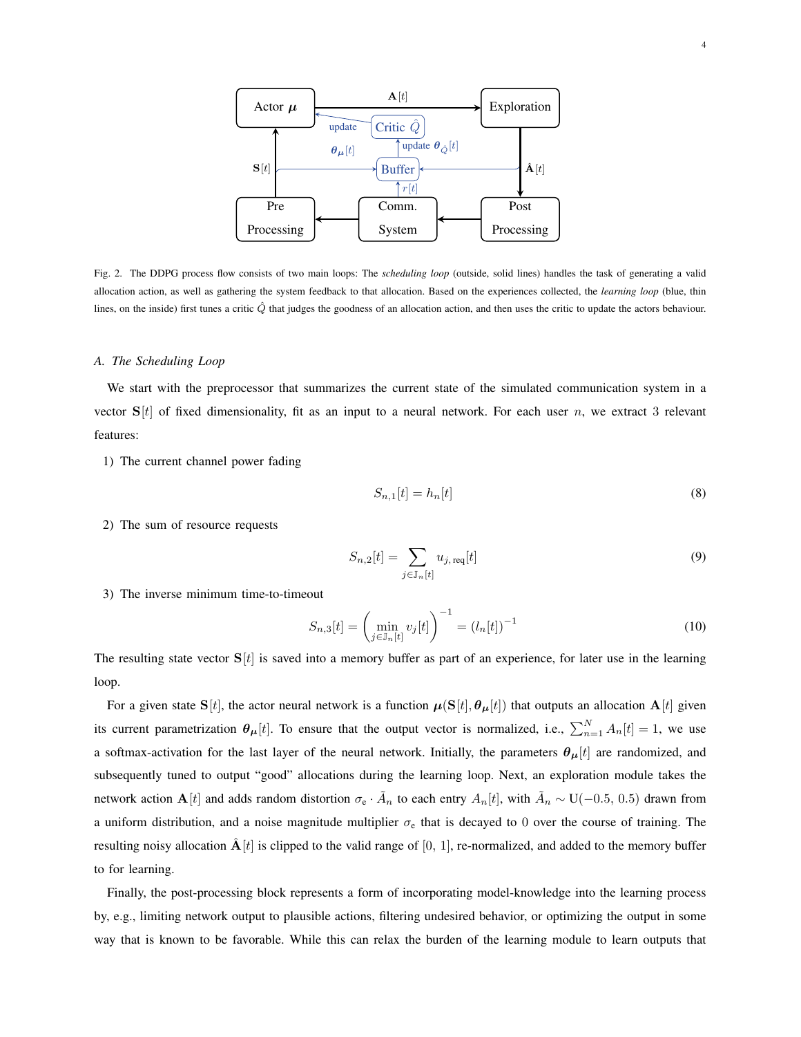Fig. 2. The DDPG process flow consists of two main loops: The *scheduling loop* (outside, solid lines) handles the task of generating a valid allocation action, as well as gathering the system feedback to that allocation. Based on the experiences collected, the *learning loop* (blue, thin lines, on the inside) first tunes a critic $\hat{Q}$ that judges the goodness of an allocation action, and then uses the critic to update the actors behaviour.

### *A. The Scheduling Loop*

We start with the preprocessor that summarizes the current state of the simulated communication system in a vector $\mathbf{S}[t]$ of fixed dimensionality, fit as an input to a neural network. For each user $n$, we extract 3 relevant features:

1) The current channel power fading

$$S_{n,1}[t] = h_n[t] \tag{8}$$

2) The sum of resource requests

$$S_{n,2}[t] = \sum_{j \in \mathbb{J}_n[t]} u_{j,\,\mathrm{req}}[t] \tag{9}$$

3) The inverse minimum time-to-timeout

$$S_{n,3}[t] = \left( \min_{j \in \mathbb{J}_n[t]} v_j[t] \right)^{-1} = \left( l_n[t] \right)^{-1} \tag{10}$$

The resulting state vector $\mathbf{S}[t]$ is saved into a memory buffer as part of an experience, for later use in the learning loop.

For a given state $\mathbf{S}[t]$, the actor neural network is a function $\boldsymbol{\mu}(\mathbf{S}[t], \boldsymbol{\theta}_{\boldsymbol{\mu}}[t])$ that outputs an allocation $\mathbf{A}[t]$ given its current parametrization $\boldsymbol{\theta}_{\boldsymbol{\mu}}[t]$. To ensure that the output vector is normalized, i.e., $\sum_{n=1}^{N} A_n[t] = 1$, we use a softmax-activation for the last layer of the neural network. Initially, the parameters $\boldsymbol{\theta}_{\boldsymbol{\mu}}[t]$ are randomized, and subsequently tuned to output "good" allocations during the learning loop. Next, an exploration module takes the network action $\mathbf{A}[t]$ and adds random distortion $\sigma_{\mathrm{e}} \cdot \tilde{A}_n$ to each entry $A_n[t]$, with $\tilde{A}_n \sim \mathrm{U}(-0.5,\, 0.5)$ drawn from a uniform distribution, and a noise magnitude multiplier $\sigma_{\mathrm{e}}$ that is decayed to 0 over the course of training. The resulting noisy allocation $\hat{\mathbf{A}}[t]$ is clipped to the valid range of $[0,\, 1]$, re-normalized, and added to the memory buffer to for learning.

Finally, the post-processing block represents a form of incorporating model-knowledge into the learning process by, e.g., limiting network output to plausible actions, filtering undesired behavior, or optimizing the output in some way that is known to be favorable. While this can relax the burden of the learning module to learn outputs that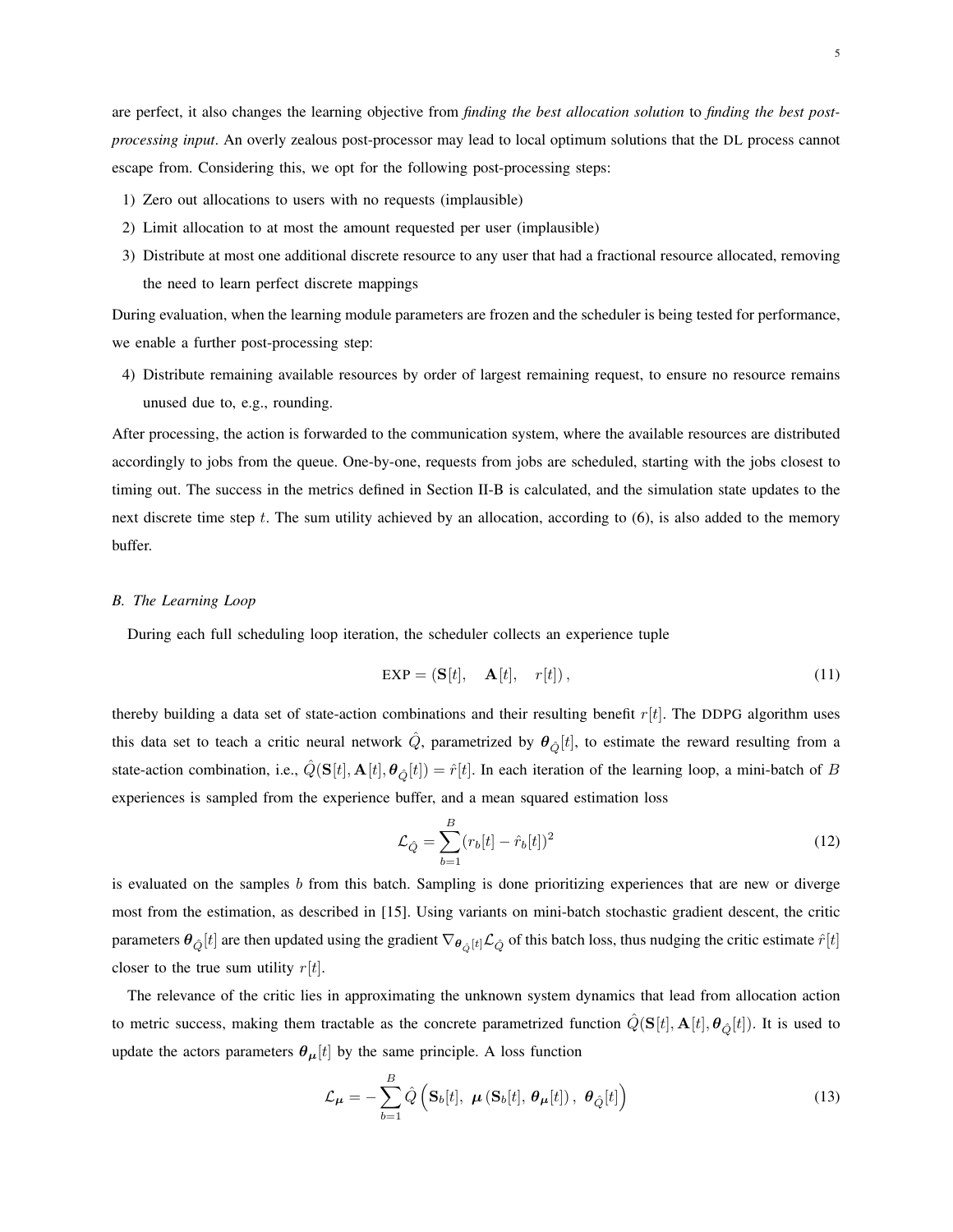are perfect, it also changes the learning objective from *finding the best allocation solution* to *finding the best post-processing input*. An overly zealous post-processor may lead to local optimum solutions that the DL process cannot escape from. Considering this, we opt for the following post-processing steps:

1) Zero out allocations to users with no requests (implausible)
2) Limit allocation to at most the amount requested per user (implausible)
3) Distribute at most one additional discrete resource to any user that had a fractional resource allocated, removing the need to learn perfect discrete mappings

During evaluation, when the learning module parameters are frozen and the scheduler is being tested for performance, we enable a further post-processing step:

4) Distribute remaining available resources by order of largest remaining request, to ensure no resource remains unused due to, e.g., rounding.

After processing, the action is forwarded to the communication system, where the available resources are distributed accordingly to jobs from the queue. One-by-one, requests from jobs are scheduled, starting with the jobs closest to timing out. The success in the metrics defined in Section II-B is calculated, and the simulation state updates to the next discrete time step $t$. The sum utility achieved by an allocation, according to (6), is also added to the memory buffer.

### *B. The Learning Loop*

During each full scheduling loop iteration, the scheduler collects an experience tuple

$$\text{EXP} = (\mathbf{S}[t], \quad \mathbf{A}[t], \quad r[t]), \tag{11}$$

thereby building a data set of state-action combinations and their resulting benefit $r[t]$. The DDPG algorithm uses this data set to teach a critic neural network $\hat{Q}$, parametrized by $\boldsymbol{\theta}_{\hat{Q}}[t]$, to estimate the reward resulting from a state-action combination, i.e., $\hat{Q}(\mathbf{S}[t], \mathbf{A}[t], \boldsymbol{\theta}_{\hat{Q}}[t]) = \hat{r}[t]$. In each iteration of the learning loop, a mini-batch of $B$ experiences is sampled from the experience buffer, and a mean squared estimation loss

$$\mathcal{L}_{\hat{Q}} = \sum_{b=1}^{B} (r_b[t] - \hat{r}_b[t])^2 \tag{12}$$

is evaluated on the samples $b$ from this batch. Sampling is done prioritizing experiences that are new or diverge most from the estimation, as described in [15]. Using variants on mini-batch stochastic gradient descent, the critic parameters $\boldsymbol{\theta}_{\hat{Q}}[t]$ are then updated using the gradient $\nabla_{\boldsymbol{\theta}_{\hat{Q}}[t]} \mathcal{L}_{\hat{Q}}$ of this batch loss, thus nudging the critic estimate $\hat{r}[t]$ closer to the true sum utility $r[t]$.

The relevance of the critic lies in approximating the unknown system dynamics that lead from allocation action to metric success, making them tractable as the concrete parametrized function $\hat{Q}(\mathbf{S}[t], \mathbf{A}[t], \boldsymbol{\theta}_{\hat{Q}}[t])$. It is used to update the actors parameters $\boldsymbol{\theta}_{\boldsymbol{\mu}}[t]$ by the same principle. A loss function

$$\mathcal{L}_{\boldsymbol{\mu}} = -\sum_{b=1}^{B} \hat{Q}\left(\mathbf{S}_b[t],\ \boldsymbol{\mu}\left(\mathbf{S}_b[t],\ \boldsymbol{\theta}_{\boldsymbol{\mu}}[t]\right),\ \boldsymbol{\theta}_{\hat{Q}}[t]\right) \tag{13}$$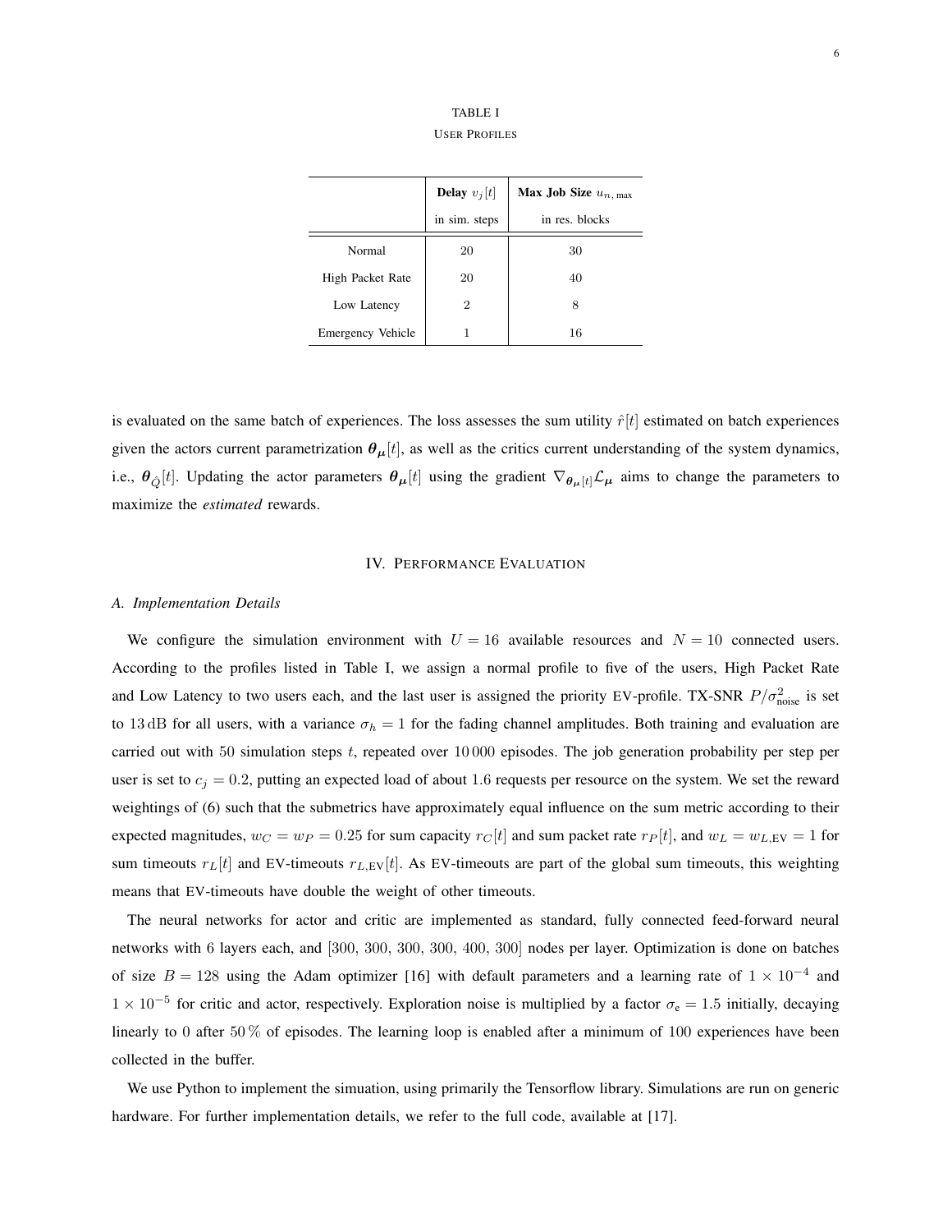TABLE I

USER PROFILES

| | **Delay** $v_j[t]$ in sim. steps | **Max Job Size** $u_{n,\,\text{max}}$ in res. blocks |
|---|---|---|
| Normal | 20 | 30 |
| High Packet Rate | 20 | 40 |
| Low Latency | 2 | 8 |
| Emergency Vehicle | 1 | 16 |

is evaluated on the same batch of experiences. The loss assesses the sum utility $\hat{r}[t]$ estimated on batch experiences given the actors current parametrization $\boldsymbol{\theta}_{\boldsymbol{\mu}}[t]$, as well as the critics current understanding of the system dynamics, i.e., $\boldsymbol{\theta}_{\hat{Q}}[t]$. Updating the actor parameters $\boldsymbol{\theta}_{\boldsymbol{\mu}}[t]$ using the gradient $\nabla_{\boldsymbol{\theta}_{\boldsymbol{\mu}}[t]}\mathcal{L}_{\boldsymbol{\mu}}$ aims to change the parameters to maximize the *estimated* rewards.

## IV. Performance Evaluation

### A. Implementation Details

We configure the simulation environment with $U = 16$ available resources and $N = 10$ connected users. According to the profiles listed in Table I, we assign a normal profile to five of the users, High Packet Rate and Low Latency to two users each, and the last user is assigned the priority EV-profile. TX-SNR $P/\sigma^2_{\text{noise}}$ is set to $13\,\text{dB}$ for all users, with a variance $\sigma_h = 1$ for the fading channel amplitudes. Both training and evaluation are carried out with $50$ simulation steps $t$, repeated over $10\,000$ episodes. The job generation probability per step per user is set to $c_j = 0.2$, putting an expected load of about $1.6$ requests per resource on the system. We set the reward weightings of (6) such that the submetrics have approximately equal influence on the sum metric according to their expected magnitudes, $w_C = w_P = 0.25$ for sum capacity $r_C[t]$ and sum packet rate $r_P[t]$, and $w_L = w_{L,\text{EV}} = 1$ for sum timeouts $r_L[t]$ and EV-timeouts $r_{L,\text{EV}}[t]$. As EV-timeouts are part of the global sum timeouts, this weighting means that EV-timeouts have double the weight of other timeouts.

The neural networks for actor and critic are implemented as standard, fully connected feed-forward neural networks with 6 layers each, and $[300, 300, 300, 300, 400, 300]$ nodes per layer. Optimization is done on batches of size $B = 128$ using the Adam optimizer [16] with default parameters and a learning rate of $1 \times 10^{-4}$ and $1 \times 10^{-5}$ for critic and actor, respectively. Exploration noise is multiplied by a factor $\sigma_{\text{e}} = 1.5$ initially, decaying linearly to $0$ after $50\,\%$ of episodes. The learning loop is enabled after a minimum of $100$ experiences have been collected in the buffer.

We use Python to implement the simuation, using primarily the Tensorflow library. Simulations are run on generic hardware. For further implementation details, we refer to the full code, available at [17].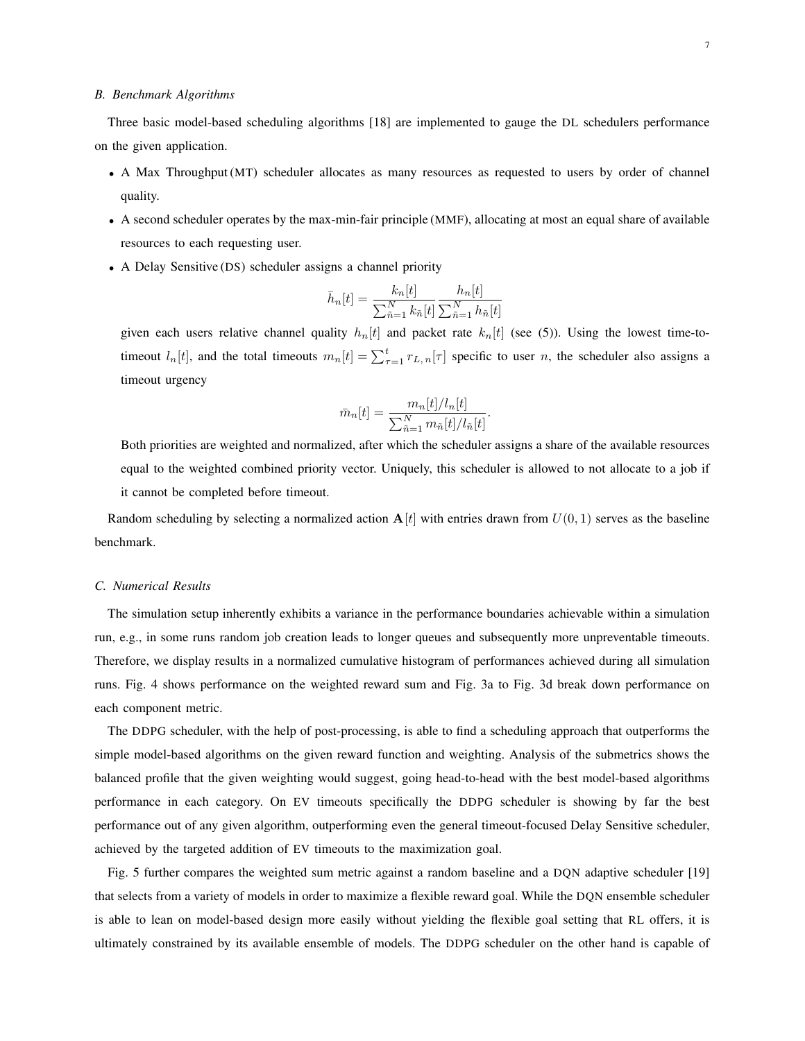### B. Benchmark Algorithms

Three basic model-based scheduling algorithms [18] are implemented to gauge the DL schedulers performance on the given application.

- A Max Throughput (MT) scheduler allocates as many resources as requested to users by order of channel quality.
- A second scheduler operates by the max-min-fair principle (MMF), allocating at most an equal share of available resources to each requesting user.
- A Delay Sensitive (DS) scheduler assigns a channel priority

  $$\bar{h}_n[t] = \frac{k_n[t]}{\sum_{\tilde{n}=1}^{N} k_{\tilde{n}}[t]} \frac{h_n[t]}{\sum_{\tilde{n}=1}^{N} h_{\tilde{n}}[t]}$$

  given each users relative channel quality $h_n[t]$ and packet rate $k_n[t]$ (see (5)). Using the lowest time-to-timeout $l_n[t]$, and the total timeouts $m_n[t] = \sum_{\tau=1}^{t} r_{L,n}[\tau]$ specific to user $n$, the scheduler also assigns a timeout urgency

  $$\bar{m}_n[t] = \frac{m_n[t]/l_n[t]}{\sum_{\tilde{n}=1}^{N} m_{\tilde{n}}[t]/l_{\tilde{n}}[t]}.$$

  Both priorities are weighted and normalized, after which the scheduler assigns a share of the available resources equal to the weighted combined priority vector. Uniquely, this scheduler is allowed to not allocate to a job if it cannot be completed before timeout.

Random scheduling by selecting a normalized action $\mathbf{A}[t]$ with entries drawn from $U(0,1)$ serves as the baseline benchmark.

### C. Numerical Results

The simulation setup inherently exhibits a variance in the performance boundaries achievable within a simulation run, e.g., in some runs random job creation leads to longer queues and subsequently more unpreventable timeouts. Therefore, we display results in a normalized cumulative histogram of performances achieved during all simulation runs. Fig. 4 shows performance on the weighted reward sum and Fig. 3a to Fig. 3d break down performance on each component metric.

The DDPG scheduler, with the help of post-processing, is able to find a scheduling approach that outperforms the simple model-based algorithms on the given reward function and weighting. Analysis of the submetrics shows the balanced profile that the given weighting would suggest, going head-to-head with the best model-based algorithms performance in each category. On EV timeouts specifically the DDPG scheduler is showing by far the best performance out of any given algorithm, outperforming even the general timeout-focused Delay Sensitive scheduler, achieved by the targeted addition of EV timeouts to the maximization goal.

Fig. 5 further compares the weighted sum metric against a random baseline and a DQN adaptive scheduler [19] that selects from a variety of models in order to maximize a flexible reward goal. While the DQN ensemble scheduler is able to lean on model-based design more easily without yielding the flexible goal setting that RL offers, it is ultimately constrained by its available ensemble of models. The DDPG scheduler on the other hand is capable of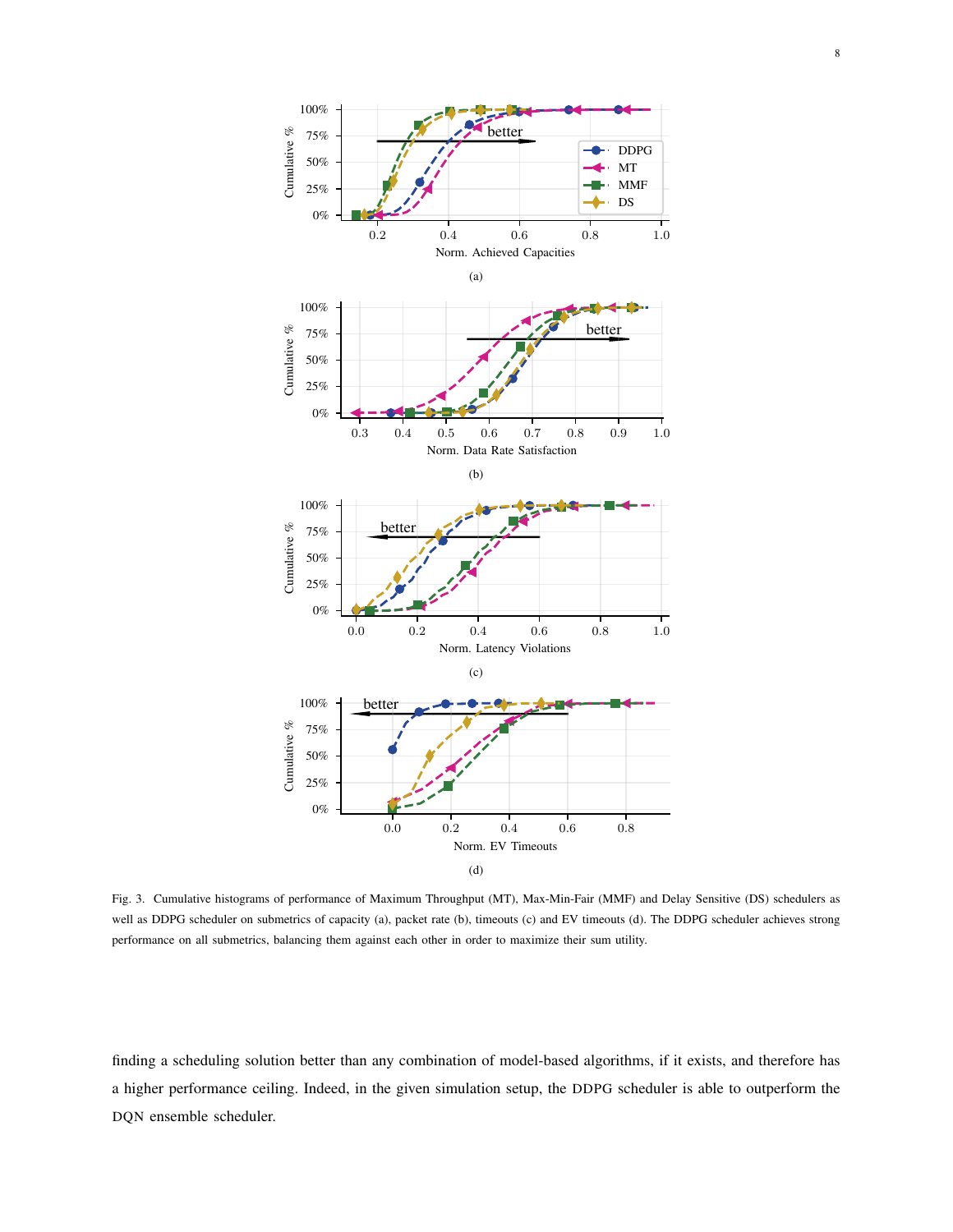Fig. 3. Cumulative histograms of performance of Maximum Throughput (MT), Max-Min-Fair (MMF) and Delay Sensitive (DS) schedulers as well as DDPG scheduler on submetrics of capacity (a), packet rate (b), timeouts (c) and EV timeouts (d). The DDPG scheduler achieves strong performance on all submetrics, balancing them against each other in order to maximize their sum utility.

finding a scheduling solution better than any combination of model-based algorithms, if it exists, and therefore has a higher performance ceiling. Indeed, in the given simulation setup, the DDPG scheduler is able to outperform the DQN ensemble scheduler.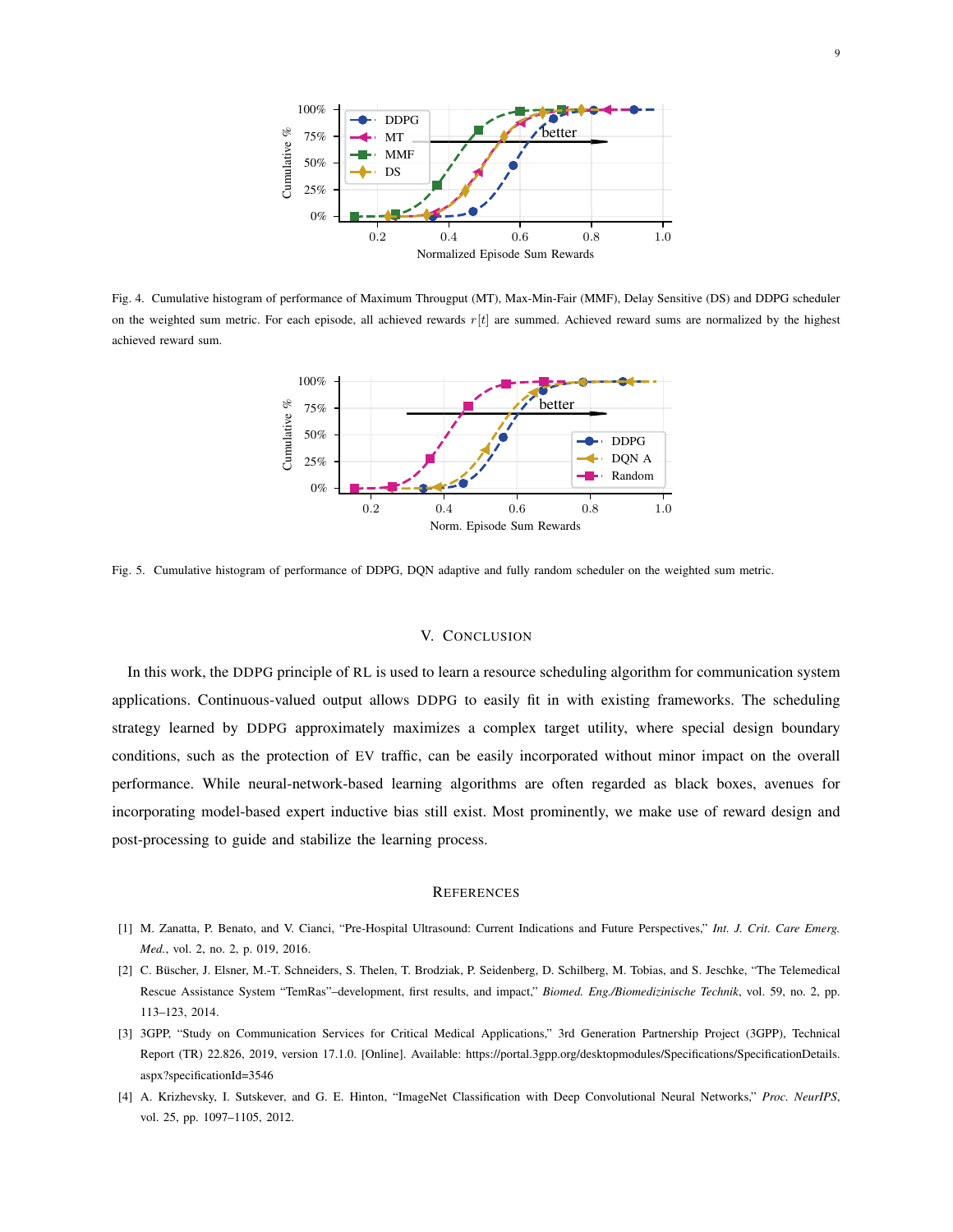Fig. 4. Cumulative histogram of performance of Maximum Througput (MT), Max-Min-Fair (MMF), Delay Sensitive (DS) and DDPG scheduler on the weighted sum metric. For each episode, all achieved rewards $r[t]$ are summed. Achieved reward sums are normalized by the highest achieved reward sum.

Fig. 5. Cumulative histogram of performance of DDPG, DQN adaptive and fully random scheduler on the weighted sum metric.

## V. Conclusion

In this work, the DDPG principle of RL is used to learn a resource scheduling algorithm for communication system applications. Continuous-valued output allows DDPG to easily fit in with existing frameworks. The scheduling strategy learned by DDPG approximately maximizes a complex target utility, where special design boundary conditions, such as the protection of EV traffic, can be easily incorporated without minor impact on the overall performance. While neural-network-based learning algorithms are often regarded as black boxes, avenues for incorporating model-based expert inductive bias still exist. Most prominently, we make use of reward design and post-processing to guide and stabilize the learning process.

## References

[1] M. Zanatta, P. Benato, and V. Cianci, "Pre-Hospital Ultrasound: Current Indications and Future Perspectives," *Int. J. Crit. Care Emerg. Med.*, vol. 2, no. 2, p. 019, 2016.

[2] C. Büscher, J. Elsner, M.-T. Schneiders, S. Thelen, T. Brodziak, P. Seidenberg, D. Schilberg, M. Tobias, and S. Jeschke, "The Telemedical Rescue Assistance System "TemRas"–development, first results, and impact," *Biomed. Eng./Biomedizinische Technik*, vol. 59, no. 2, pp. 113–123, 2014.

[3] 3GPP, "Study on Communication Services for Critical Medical Applications," 3rd Generation Partnership Project (3GPP), Technical Report (TR) 22.826, 2019, version 17.1.0. [Online]. Available: https://portal.3gpp.org/desktopmodules/Specifications/SpecificationDetails.aspx?specificationId=3546

[4] A. Krizhevsky, I. Sutskever, and G. E. Hinton, "ImageNet Classification with Deep Convolutional Neural Networks," *Proc. NeurIPS*, vol. 25, pp. 1097–1105, 2012.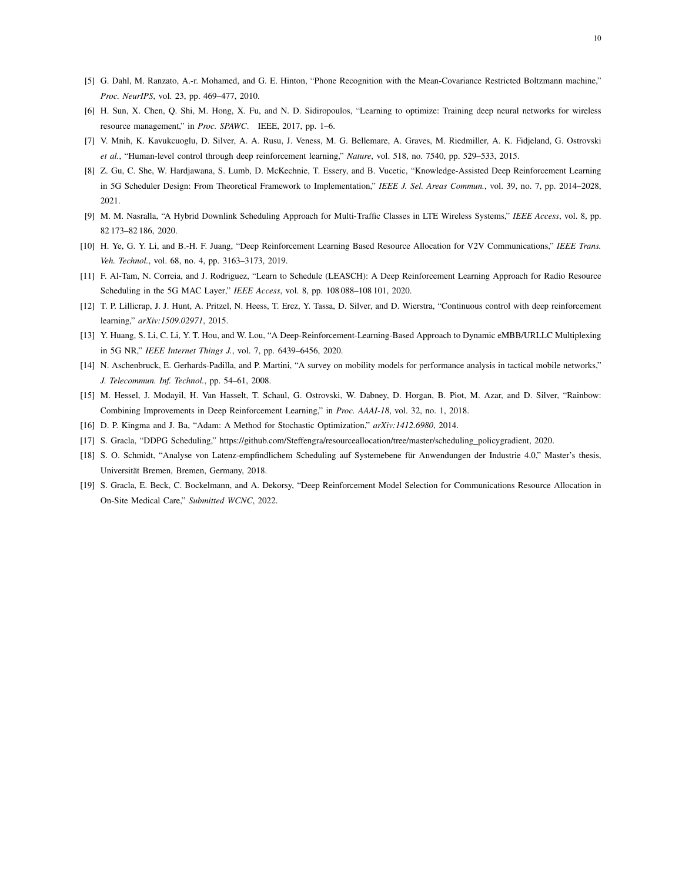[5] G. Dahl, M. Ranzato, A.-r. Mohamed, and G. E. Hinton, "Phone Recognition with the Mean-Covariance Restricted Boltzmann machine," *Proc. NeurIPS*, vol. 23, pp. 469–477, 2010.

[6] H. Sun, X. Chen, Q. Shi, M. Hong, X. Fu, and N. D. Sidiropoulos, "Learning to optimize: Training deep neural networks for wireless resource management," in *Proc. SPAWC*. IEEE, 2017, pp. 1–6.

[7] V. Mnih, K. Kavukcuoglu, D. Silver, A. A. Rusu, J. Veness, M. G. Bellemare, A. Graves, M. Riedmiller, A. K. Fidjeland, G. Ostrovski *et al.*, "Human-level control through deep reinforcement learning," *Nature*, vol. 518, no. 7540, pp. 529–533, 2015.

[8] Z. Gu, C. She, W. Hardjawana, S. Lumb, D. McKechnie, T. Essery, and B. Vucetic, "Knowledge-Assisted Deep Reinforcement Learning in 5G Scheduler Design: From Theoretical Framework to Implementation," *IEEE J. Sel. Areas Commun.*, vol. 39, no. 7, pp. 2014–2028, 2021.

[9] M. M. Nasralla, "A Hybrid Downlink Scheduling Approach for Multi-Traffic Classes in LTE Wireless Systems," *IEEE Access*, vol. 8, pp. 82 173–82 186, 2020.

[10] H. Ye, G. Y. Li, and B.-H. F. Juang, "Deep Reinforcement Learning Based Resource Allocation for V2V Communications," *IEEE Trans. Veh. Technol.*, vol. 68, no. 4, pp. 3163–3173, 2019.

[11] F. Al-Tam, N. Correia, and J. Rodriguez, "Learn to Schedule (LEASCH): A Deep Reinforcement Learning Approach for Radio Resource Scheduling in the 5G MAC Layer," *IEEE Access*, vol. 8, pp. 108 088–108 101, 2020.

[12] T. P. Lillicrap, J. J. Hunt, A. Pritzel, N. Heess, T. Erez, Y. Tassa, D. Silver, and D. Wierstra, "Continuous control with deep reinforcement learning," *arXiv:1509.02971*, 2015.

[13] Y. Huang, S. Li, C. Li, Y. T. Hou, and W. Lou, "A Deep-Reinforcement-Learning-Based Approach to Dynamic eMBB/URLLC Multiplexing in 5G NR," *IEEE Internet Things J.*, vol. 7, pp. 6439–6456, 2020.

[14] N. Aschenbruck, E. Gerhards-Padilla, and P. Martini, "A survey on mobility models for performance analysis in tactical mobile networks," *J. Telecommun. Inf. Technol.*, pp. 54–61, 2008.

[15] M. Hessel, J. Modayil, H. Van Hasselt, T. Schaul, G. Ostrovski, W. Dabney, D. Horgan, B. Piot, M. Azar, and D. Silver, "Rainbow: Combining Improvements in Deep Reinforcement Learning," in *Proc. AAAI-18*, vol. 32, no. 1, 2018.

[16] D. P. Kingma and J. Ba, "Adam: A Method for Stochastic Optimization," *arXiv:1412.6980*, 2014.

[17] S. Gracla, "DDPG Scheduling," https://github.com/Steffengra/resourceallocation/tree/master/scheduling_policygradient, 2020.

[18] S. O. Schmidt, "Analyse von Latenz-empfindlichem Scheduling auf Systemebene für Anwendungen der Industrie 4.0," Master's thesis, Universität Bremen, Bremen, Germany, 2018.

[19] S. Gracla, E. Beck, C. Bockelmann, and A. Dekorsy, "Deep Reinforcement Model Selection for Communications Resource Allocation in On-Site Medical Care," *Submitted WCNC*, 2022.